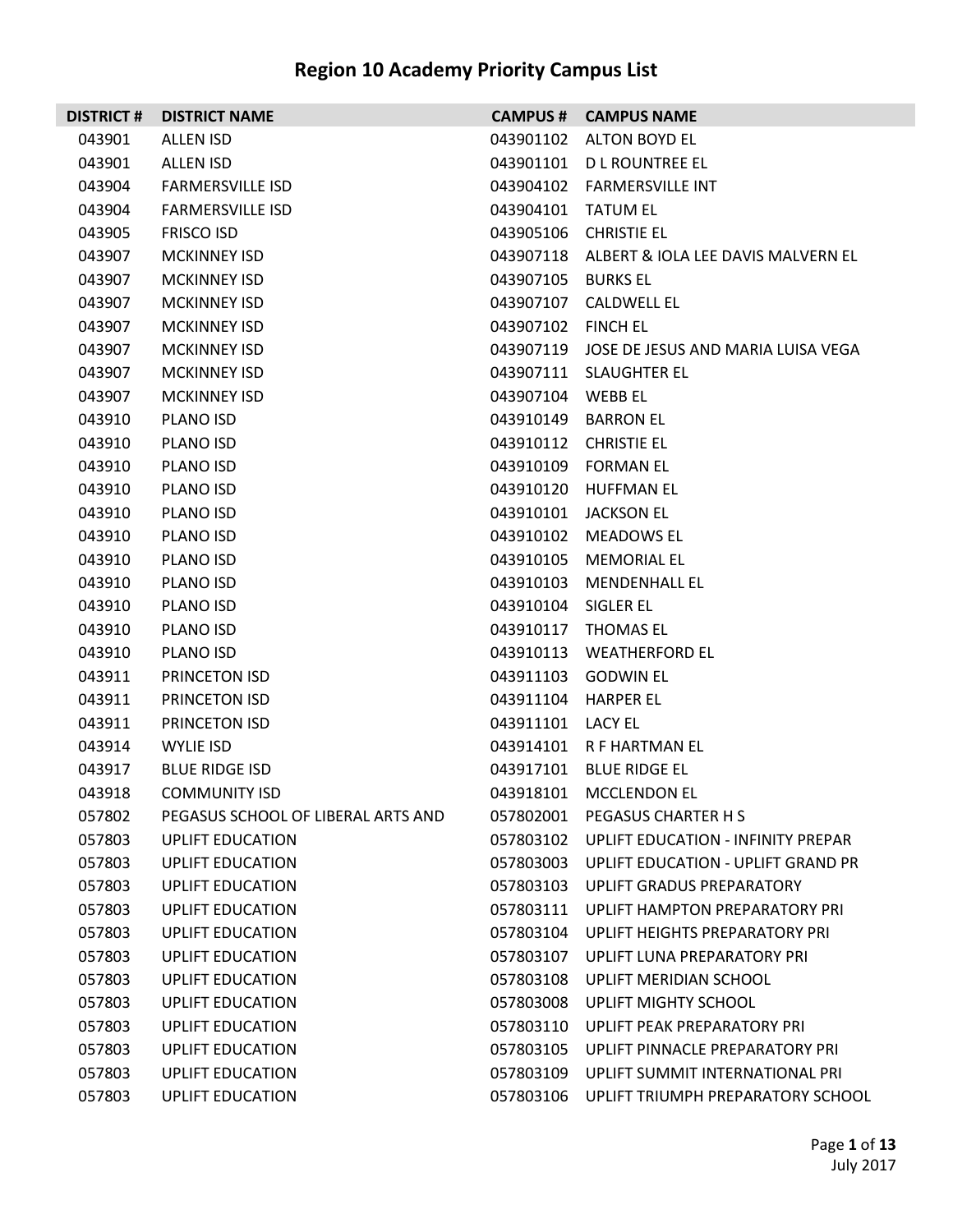# Region 10 Academy Priority Campus List

| DISTRICT # | DISTRICT NAME | CAMPUS # | CAMPUS NAME |
|---|---|---|---|
| 043901 | ALLEN ISD | 043901102 | ALTON BOYD EL |
| 043901 | ALLEN ISD | 043901101 | D L ROUNTREE EL |
| 043904 | FARMERSVILLE ISD | 043904102 | FARMERSVILLE INT |
| 043904 | FARMERSVILLE ISD | 043904101 | TATUM EL |
| 043905 | FRISCO ISD | 043905106 | CHRISTIE EL |
| 043907 | MCKINNEY ISD | 043907118 | ALBERT & IOLA LEE DAVIS MALVERN EL |
| 043907 | MCKINNEY ISD | 043907105 | BURKS EL |
| 043907 | MCKINNEY ISD | 043907107 | CALDWELL EL |
| 043907 | MCKINNEY ISD | 043907102 | FINCH EL |
| 043907 | MCKINNEY ISD | 043907119 | JOSE DE JESUS AND MARIA LUISA VEGA |
| 043907 | MCKINNEY ISD | 043907111 | SLAUGHTER EL |
| 043907 | MCKINNEY ISD | 043907104 | WEBB EL |
| 043910 | PLANO ISD | 043910149 | BARRON EL |
| 043910 | PLANO ISD | 043910112 | CHRISTIE EL |
| 043910 | PLANO ISD | 043910109 | FORMAN EL |
| 043910 | PLANO ISD | 043910120 | HUFFMAN EL |
| 043910 | PLANO ISD | 043910101 | JACKSON EL |
| 043910 | PLANO ISD | 043910102 | MEADOWS EL |
| 043910 | PLANO ISD | 043910105 | MEMORIAL EL |
| 043910 | PLANO ISD | 043910103 | MENDENHALL EL |
| 043910 | PLANO ISD | 043910104 | SIGLER EL |
| 043910 | PLANO ISD | 043910117 | THOMAS EL |
| 043910 | PLANO ISD | 043910113 | WEATHERFORD EL |
| 043911 | PRINCETON ISD | 043911103 | GODWIN EL |
| 043911 | PRINCETON ISD | 043911104 | HARPER EL |
| 043911 | PRINCETON ISD | 043911101 | LACY EL |
| 043914 | WYLIE ISD | 043914101 | R F HARTMAN EL |
| 043917 | BLUE RIDGE ISD | 043917101 | BLUE RIDGE EL |
| 043918 | COMMUNITY ISD | 043918101 | MCCLENDON EL |
| 057802 | PEGASUS SCHOOL OF LIBERAL ARTS AND | 057802001 | PEGASUS CHARTER H S |
| 057803 | UPLIFT EDUCATION | 057803102 | UPLIFT EDUCATION - INFINITY PREPAR |
| 057803 | UPLIFT EDUCATION | 057803003 | UPLIFT EDUCATION - UPLIFT GRAND PR |
| 057803 | UPLIFT EDUCATION | 057803103 | UPLIFT GRADUS PREPARATORY |
| 057803 | UPLIFT EDUCATION | 057803111 | UPLIFT HAMPTON PREPARATORY PRI |
| 057803 | UPLIFT EDUCATION | 057803104 | UPLIFT HEIGHTS PREPARATORY PRI |
| 057803 | UPLIFT EDUCATION | 057803107 | UPLIFT LUNA PREPARATORY PRI |
| 057803 | UPLIFT EDUCATION | 057803108 | UPLIFT MERIDIAN SCHOOL |
| 057803 | UPLIFT EDUCATION | 057803008 | UPLIFT MIGHTY SCHOOL |
| 057803 | UPLIFT EDUCATION | 057803110 | UPLIFT PEAK PREPARATORY PRI |
| 057803 | UPLIFT EDUCATION | 057803105 | UPLIFT PINNACLE PREPARATORY PRI |
| 057803 | UPLIFT EDUCATION | 057803109 | UPLIFT SUMMIT INTERNATIONAL PRI |
| 057803 | UPLIFT EDUCATION | 057803106 | UPLIFT TRIUMPH PREPARATORY SCHOOL |

July 2017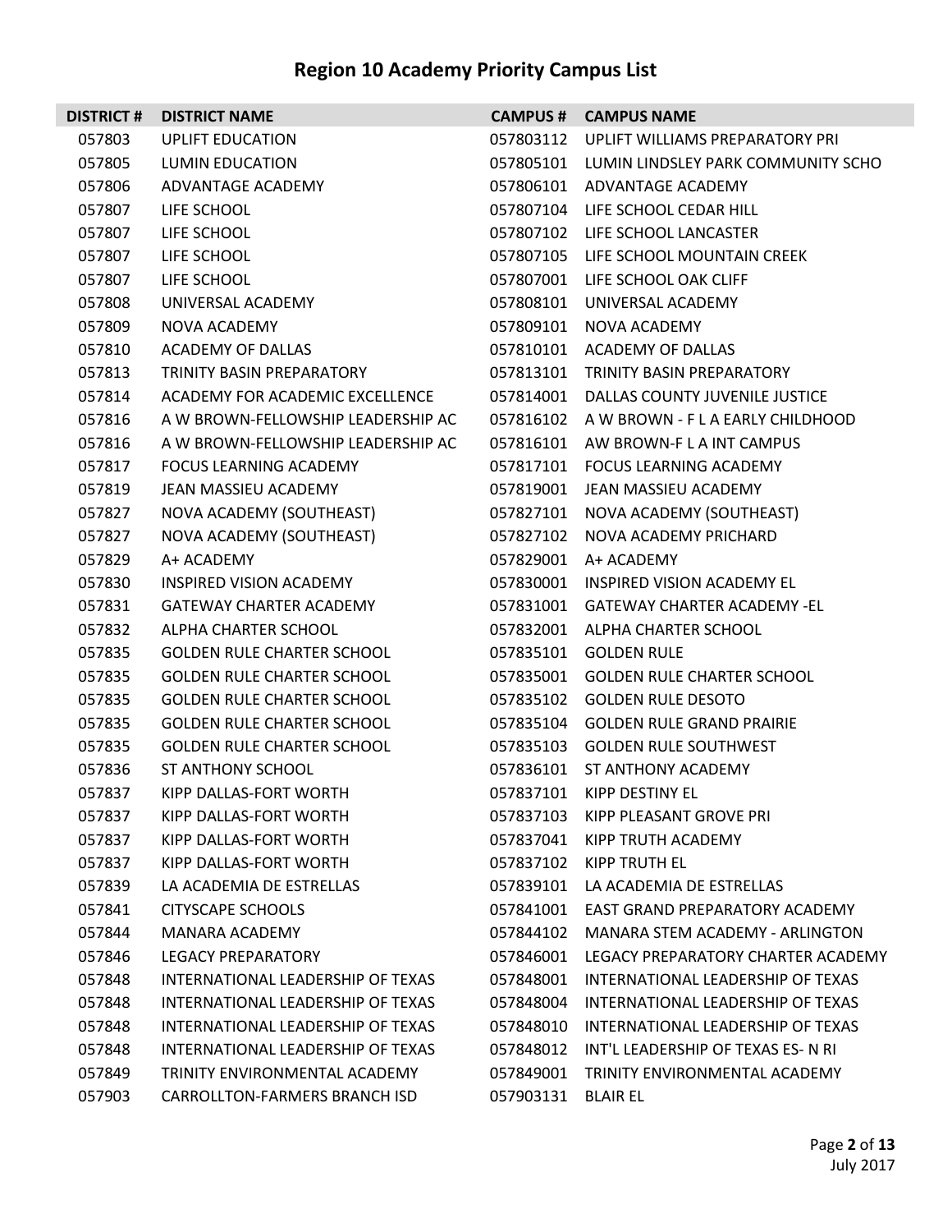# Region 10 Academy Priority Campus List

| DISTRICT # | DISTRICT NAME | CAMPUS # | CAMPUS NAME |
|---|---|---|---|
| 057803 | UPLIFT EDUCATION | 057803112 | UPLIFT WILLIAMS PREPARATORY PRI |
| 057805 | LUMIN EDUCATION | 057805101 | LUMIN LINDSLEY PARK COMMUNITY SCHO |
| 057806 | ADVANTAGE ACADEMY | 057806101 | ADVANTAGE ACADEMY |
| 057807 | LIFE SCHOOL | 057807104 | LIFE SCHOOL CEDAR HILL |
| 057807 | LIFE SCHOOL | 057807102 | LIFE SCHOOL LANCASTER |
| 057807 | LIFE SCHOOL | 057807105 | LIFE SCHOOL MOUNTAIN CREEK |
| 057807 | LIFE SCHOOL | 057807001 | LIFE SCHOOL OAK CLIFF |
| 057808 | UNIVERSAL ACADEMY | 057808101 | UNIVERSAL ACADEMY |
| 057809 | NOVA ACADEMY | 057809101 | NOVA ACADEMY |
| 057810 | ACADEMY OF DALLAS | 057810101 | ACADEMY OF DALLAS |
| 057813 | TRINITY BASIN PREPARATORY | 057813101 | TRINITY BASIN PREPARATORY |
| 057814 | ACADEMY FOR ACADEMIC EXCELLENCE | 057814001 | DALLAS COUNTY JUVENILE JUSTICE |
| 057816 | A W BROWN-FELLOWSHIP LEADERSHIP AC | 057816102 | A W BROWN - F L A EARLY CHILDHOOD |
| 057816 | A W BROWN-FELLOWSHIP LEADERSHIP AC | 057816101 | AW BROWN-F L A INT CAMPUS |
| 057817 | FOCUS LEARNING ACADEMY | 057817101 | FOCUS LEARNING ACADEMY |
| 057819 | JEAN MASSIEU ACADEMY | 057819001 | JEAN MASSIEU ACADEMY |
| 057827 | NOVA ACADEMY (SOUTHEAST) | 057827101 | NOVA ACADEMY (SOUTHEAST) |
| 057827 | NOVA ACADEMY (SOUTHEAST) | 057827102 | NOVA ACADEMY PRICHARD |
| 057829 | A+ ACADEMY | 057829001 | A+ ACADEMY |
| 057830 | INSPIRED VISION ACADEMY | 057830001 | INSPIRED VISION ACADEMY EL |
| 057831 | GATEWAY CHARTER ACADEMY | 057831001 | GATEWAY CHARTER ACADEMY -EL |
| 057832 | ALPHA CHARTER SCHOOL | 057832001 | ALPHA CHARTER SCHOOL |
| 057835 | GOLDEN RULE CHARTER SCHOOL | 057835101 | GOLDEN RULE |
| 057835 | GOLDEN RULE CHARTER SCHOOL | 057835001 | GOLDEN RULE CHARTER SCHOOL |
| 057835 | GOLDEN RULE CHARTER SCHOOL | 057835102 | GOLDEN RULE DESOTO |
| 057835 | GOLDEN RULE CHARTER SCHOOL | 057835104 | GOLDEN RULE GRAND PRAIRIE |
| 057835 | GOLDEN RULE CHARTER SCHOOL | 057835103 | GOLDEN RULE SOUTHWEST |
| 057836 | ST ANTHONY SCHOOL | 057836101 | ST ANTHONY ACADEMY |
| 057837 | KIPP DALLAS-FORT WORTH | 057837101 | KIPP DESTINY EL |
| 057837 | KIPP DALLAS-FORT WORTH | 057837103 | KIPP PLEASANT GROVE PRI |
| 057837 | KIPP DALLAS-FORT WORTH | 057837041 | KIPP TRUTH ACADEMY |
| 057837 | KIPP DALLAS-FORT WORTH | 057837102 | KIPP TRUTH EL |
| 057839 | LA ACADEMIA DE ESTRELLAS | 057839101 | LA ACADEMIA DE ESTRELLAS |
| 057841 | CITYSCAPE SCHOOLS | 057841001 | EAST GRAND PREPARATORY ACADEMY |
| 057844 | MANARA ACADEMY | 057844102 | MANARA STEM ACADEMY - ARLINGTON |
| 057846 | LEGACY PREPARATORY | 057846001 | LEGACY PREPARATORY CHARTER ACADEMY |
| 057848 | INTERNATIONAL LEADERSHIP OF TEXAS | 057848001 | INTERNATIONAL LEADERSHIP OF TEXAS |
| 057848 | INTERNATIONAL LEADERSHIP OF TEXAS | 057848004 | INTERNATIONAL LEADERSHIP OF TEXAS |
| 057848 | INTERNATIONAL LEADERSHIP OF TEXAS | 057848010 | INTERNATIONAL LEADERSHIP OF TEXAS |
| 057848 | INTERNATIONAL LEADERSHIP OF TEXAS | 057848012 | INT'L LEADERSHIP OF TEXAS ES- N RI |
| 057849 | TRINITY ENVIRONMENTAL ACADEMY | 057849001 | TRINITY ENVIRONMENTAL ACADEMY |
| 057903 | CARROLLTON-FARMERS BRANCH ISD | 057903131 | BLAIR EL |

July 2017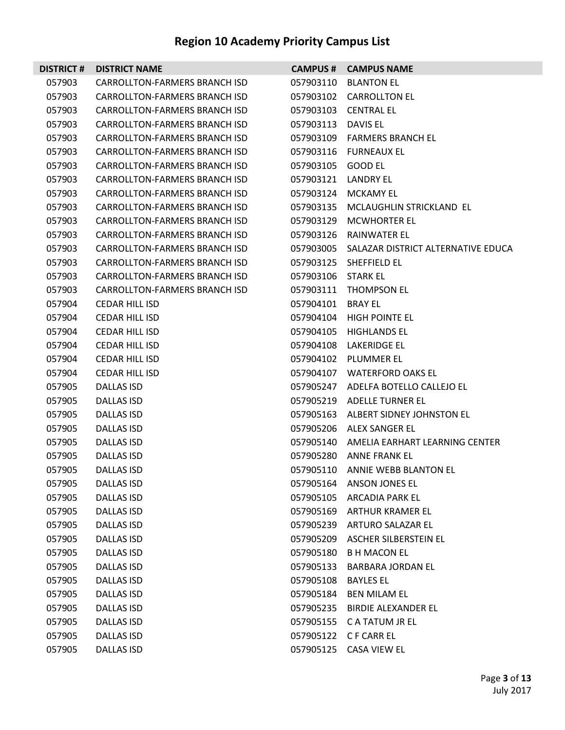# Region 10 Academy Priority Campus List

| DISTRICT # | DISTRICT NAME | CAMPUS # | CAMPUS NAME |
|---|---|---|---|
| 057903 | CARROLLTON-FARMERS BRANCH ISD | 057903110 | BLANTON EL |
| 057903 | CARROLLTON-FARMERS BRANCH ISD | 057903102 | CARROLLTON EL |
| 057903 | CARROLLTON-FARMERS BRANCH ISD | 057903103 | CENTRAL EL |
| 057903 | CARROLLTON-FARMERS BRANCH ISD | 057903113 | DAVIS EL |
| 057903 | CARROLLTON-FARMERS BRANCH ISD | 057903109 | FARMERS BRANCH EL |
| 057903 | CARROLLTON-FARMERS BRANCH ISD | 057903116 | FURNEAUX EL |
| 057903 | CARROLLTON-FARMERS BRANCH ISD | 057903105 | GOOD EL |
| 057903 | CARROLLTON-FARMERS BRANCH ISD | 057903121 | LANDRY EL |
| 057903 | CARROLLTON-FARMERS BRANCH ISD | 057903124 | MCKAMY EL |
| 057903 | CARROLLTON-FARMERS BRANCH ISD | 057903135 | MCLAUGHLIN STRICKLAND EL |
| 057903 | CARROLLTON-FARMERS BRANCH ISD | 057903129 | MCWHORTER EL |
| 057903 | CARROLLTON-FARMERS BRANCH ISD | 057903126 | RAINWATER EL |
| 057903 | CARROLLTON-FARMERS BRANCH ISD | 057903005 | SALAZAR DISTRICT ALTERNATIVE EDUCA |
| 057903 | CARROLLTON-FARMERS BRANCH ISD | 057903125 | SHEFFIELD EL |
| 057903 | CARROLLTON-FARMERS BRANCH ISD | 057903106 | STARK EL |
| 057903 | CARROLLTON-FARMERS BRANCH ISD | 057903111 | THOMPSON EL |
| 057904 | CEDAR HILL ISD | 057904101 | BRAY EL |
| 057904 | CEDAR HILL ISD | 057904104 | HIGH POINTE EL |
| 057904 | CEDAR HILL ISD | 057904105 | HIGHLANDS EL |
| 057904 | CEDAR HILL ISD | 057904108 | LAKERIDGE EL |
| 057904 | CEDAR HILL ISD | 057904102 | PLUMMER EL |
| 057904 | CEDAR HILL ISD | 057904107 | WATERFORD OAKS EL |
| 057905 | DALLAS ISD | 057905247 | ADELFA BOTELLO CALLEJO EL |
| 057905 | DALLAS ISD | 057905219 | ADELLE TURNER EL |
| 057905 | DALLAS ISD | 057905163 | ALBERT SIDNEY JOHNSTON EL |
| 057905 | DALLAS ISD | 057905206 | ALEX SANGER EL |
| 057905 | DALLAS ISD | 057905140 | AMELIA EARHART LEARNING CENTER |
| 057905 | DALLAS ISD | 057905280 | ANNE FRANK EL |
| 057905 | DALLAS ISD | 057905110 | ANNIE WEBB BLANTON EL |
| 057905 | DALLAS ISD | 057905164 | ANSON JONES EL |
| 057905 | DALLAS ISD | 057905105 | ARCADIA PARK EL |
| 057905 | DALLAS ISD | 057905169 | ARTHUR KRAMER EL |
| 057905 | DALLAS ISD | 057905239 | ARTURO SALAZAR EL |
| 057905 | DALLAS ISD | 057905209 | ASCHER SILBERSTEIN EL |
| 057905 | DALLAS ISD | 057905180 | B H MACON EL |
| 057905 | DALLAS ISD | 057905133 | BARBARA JORDAN EL |
| 057905 | DALLAS ISD | 057905108 | BAYLES EL |
| 057905 | DALLAS ISD | 057905184 | BEN MILAM EL |
| 057905 | DALLAS ISD | 057905235 | BIRDIE ALEXANDER EL |
| 057905 | DALLAS ISD | 057905155 | C A TATUM JR EL |
| 057905 | DALLAS ISD | 057905122 | C F CARR EL |
| 057905 | DALLAS ISD | 057905125 | CASA VIEW EL |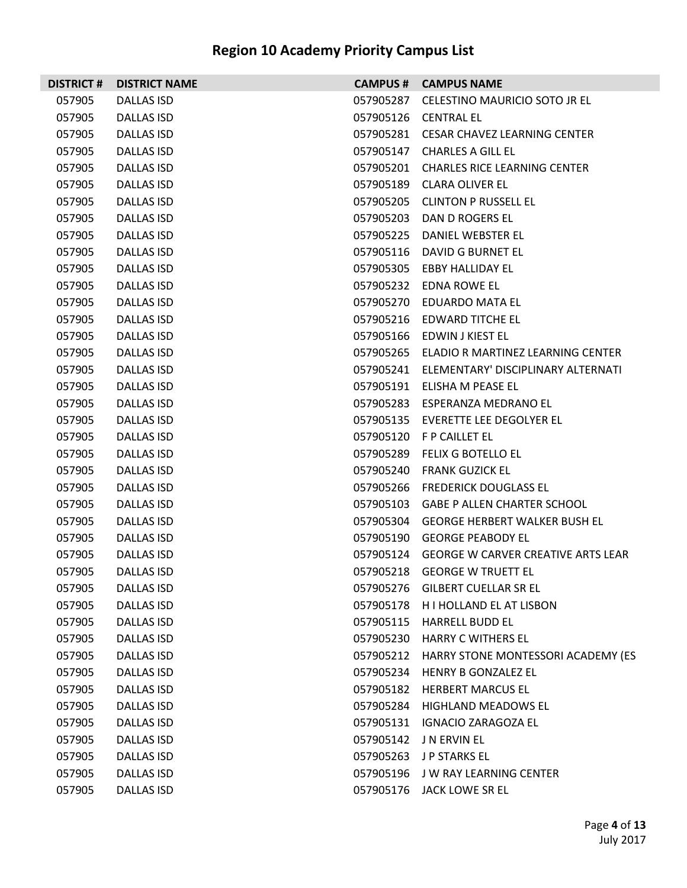# Region 10 Academy Priority Campus List

| DISTRICT # | DISTRICT NAME | CAMPUS # | CAMPUS NAME |
|---|---|---|---|
| 057905 | DALLAS ISD | 057905287 | CELESTINO MAURICIO SOTO JR EL |
| 057905 | DALLAS ISD | 057905126 | CENTRAL EL |
| 057905 | DALLAS ISD | 057905281 | CESAR CHAVEZ LEARNING CENTER |
| 057905 | DALLAS ISD | 057905147 | CHARLES A GILL EL |
| 057905 | DALLAS ISD | 057905201 | CHARLES RICE LEARNING CENTER |
| 057905 | DALLAS ISD | 057905189 | CLARA OLIVER EL |
| 057905 | DALLAS ISD | 057905205 | CLINTON P RUSSELL EL |
| 057905 | DALLAS ISD | 057905203 | DAN D ROGERS EL |
| 057905 | DALLAS ISD | 057905225 | DANIEL WEBSTER EL |
| 057905 | DALLAS ISD | 057905116 | DAVID G BURNET EL |
| 057905 | DALLAS ISD | 057905305 | EBBY HALLIDAY EL |
| 057905 | DALLAS ISD | 057905232 | EDNA ROWE EL |
| 057905 | DALLAS ISD | 057905270 | EDUARDO MATA EL |
| 057905 | DALLAS ISD | 057905216 | EDWARD TITCHE EL |
| 057905 | DALLAS ISD | 057905166 | EDWIN J KIEST EL |
| 057905 | DALLAS ISD | 057905265 | ELADIO R MARTINEZ LEARNING CENTER |
| 057905 | DALLAS ISD | 057905241 | ELEMENTARY' DISCIPLINARY ALTERNATI |
| 057905 | DALLAS ISD | 057905191 | ELISHA M PEASE EL |
| 057905 | DALLAS ISD | 057905283 | ESPERANZA MEDRANO EL |
| 057905 | DALLAS ISD | 057905135 | EVERETTE LEE DEGOLYER EL |
| 057905 | DALLAS ISD | 057905120 | F P CAILLET EL |
| 057905 | DALLAS ISD | 057905289 | FELIX G BOTELLO EL |
| 057905 | DALLAS ISD | 057905240 | FRANK GUZICK EL |
| 057905 | DALLAS ISD | 057905266 | FREDERICK DOUGLASS EL |
| 057905 | DALLAS ISD | 057905103 | GABE P ALLEN CHARTER SCHOOL |
| 057905 | DALLAS ISD | 057905304 | GEORGE HERBERT WALKER BUSH EL |
| 057905 | DALLAS ISD | 057905190 | GEORGE PEABODY EL |
| 057905 | DALLAS ISD | 057905124 | GEORGE W CARVER CREATIVE ARTS LEAR |
| 057905 | DALLAS ISD | 057905218 | GEORGE W TRUETT EL |
| 057905 | DALLAS ISD | 057905276 | GILBERT CUELLAR SR EL |
| 057905 | DALLAS ISD | 057905178 | H I HOLLAND EL AT LISBON |
| 057905 | DALLAS ISD | 057905115 | HARRELL BUDD EL |
| 057905 | DALLAS ISD | 057905230 | HARRY C WITHERS EL |
| 057905 | DALLAS ISD | 057905212 | HARRY STONE MONTESSORI ACADEMY (ES |
| 057905 | DALLAS ISD | 057905234 | HENRY B GONZALEZ EL |
| 057905 | DALLAS ISD | 057905182 | HERBERT MARCUS EL |
| 057905 | DALLAS ISD | 057905284 | HIGHLAND MEADOWS EL |
| 057905 | DALLAS ISD | 057905131 | IGNACIO ZARAGOZA EL |
| 057905 | DALLAS ISD | 057905142 | J N ERVIN EL |
| 057905 | DALLAS ISD | 057905263 | J P STARKS EL |
| 057905 | DALLAS ISD | 057905196 | J W RAY LEARNING CENTER |
| 057905 | DALLAS ISD | 057905176 | JACK LOWE SR EL |

July 2017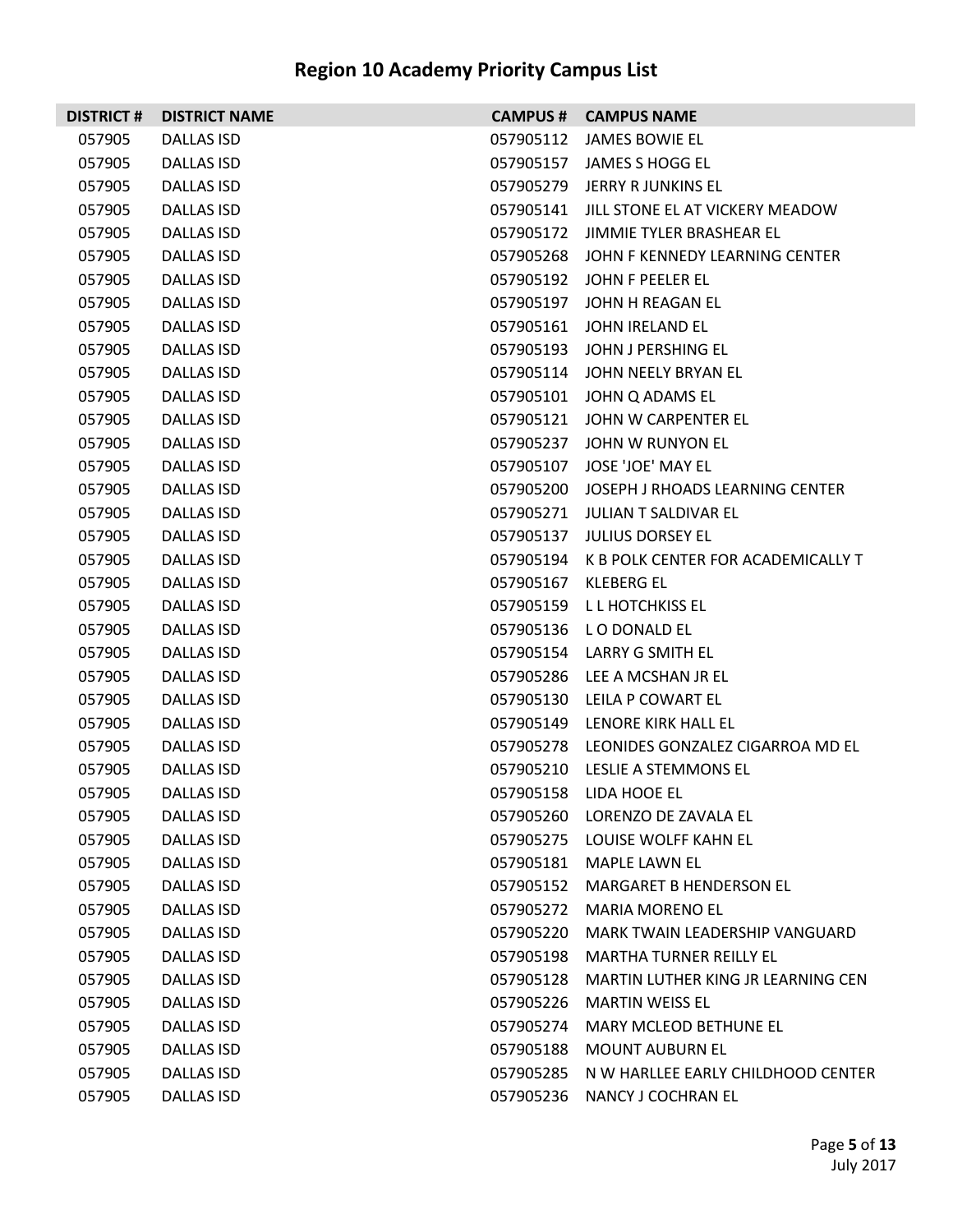# Region 10 Academy Priority Campus List

| DISTRICT # | DISTRICT NAME | CAMPUS # | CAMPUS NAME |
|---|---|---|---|
| 057905 | DALLAS ISD | 057905112 | JAMES BOWIE EL |
| 057905 | DALLAS ISD | 057905157 | JAMES S HOGG EL |
| 057905 | DALLAS ISD | 057905279 | JERRY R JUNKINS EL |
| 057905 | DALLAS ISD | 057905141 | JILL STONE EL AT VICKERY MEADOW |
| 057905 | DALLAS ISD | 057905172 | JIMMIE TYLER BRASHEAR EL |
| 057905 | DALLAS ISD | 057905268 | JOHN F KENNEDY LEARNING CENTER |
| 057905 | DALLAS ISD | 057905192 | JOHN F PEELER EL |
| 057905 | DALLAS ISD | 057905197 | JOHN H REAGAN EL |
| 057905 | DALLAS ISD | 057905161 | JOHN IRELAND EL |
| 057905 | DALLAS ISD | 057905193 | JOHN J PERSHING EL |
| 057905 | DALLAS ISD | 057905114 | JOHN NEELY BRYAN EL |
| 057905 | DALLAS ISD | 057905101 | JOHN Q ADAMS EL |
| 057905 | DALLAS ISD | 057905121 | JOHN W CARPENTER EL |
| 057905 | DALLAS ISD | 057905237 | JOHN W RUNYON EL |
| 057905 | DALLAS ISD | 057905107 | JOSE 'JOE' MAY EL |
| 057905 | DALLAS ISD | 057905200 | JOSEPH J RHOADS LEARNING CENTER |
| 057905 | DALLAS ISD | 057905271 | JULIAN T SALDIVAR EL |
| 057905 | DALLAS ISD | 057905137 | JULIUS DORSEY EL |
| 057905 | DALLAS ISD | 057905194 | K B POLK CENTER FOR ACADEMICALLY T |
| 057905 | DALLAS ISD | 057905167 | KLEBERG EL |
| 057905 | DALLAS ISD | 057905159 | L L HOTCHKISS EL |
| 057905 | DALLAS ISD | 057905136 | L O DONALD EL |
| 057905 | DALLAS ISD | 057905154 | LARRY G SMITH EL |
| 057905 | DALLAS ISD | 057905286 | LEE A MCSHAN JR EL |
| 057905 | DALLAS ISD | 057905130 | LEILA P COWART EL |
| 057905 | DALLAS ISD | 057905149 | LENORE KIRK HALL EL |
| 057905 | DALLAS ISD | 057905278 | LEONIDES GONZALEZ CIGARROA MD EL |
| 057905 | DALLAS ISD | 057905210 | LESLIE A STEMMONS EL |
| 057905 | DALLAS ISD | 057905158 | LIDA HOOE EL |
| 057905 | DALLAS ISD | 057905260 | LORENZO DE ZAVALA EL |
| 057905 | DALLAS ISD | 057905275 | LOUISE WOLFF KAHN EL |
| 057905 | DALLAS ISD | 057905181 | MAPLE LAWN EL |
| 057905 | DALLAS ISD | 057905152 | MARGARET B HENDERSON EL |
| 057905 | DALLAS ISD | 057905272 | MARIA MORENO EL |
| 057905 | DALLAS ISD | 057905220 | MARK TWAIN LEADERSHIP VANGUARD |
| 057905 | DALLAS ISD | 057905198 | MARTHA TURNER REILLY EL |
| 057905 | DALLAS ISD | 057905128 | MARTIN LUTHER KING JR LEARNING CEN |
| 057905 | DALLAS ISD | 057905226 | MARTIN WEISS EL |
| 057905 | DALLAS ISD | 057905274 | MARY MCLEOD BETHUNE EL |
| 057905 | DALLAS ISD | 057905188 | MOUNT AUBURN EL |
| 057905 | DALLAS ISD | 057905285 | N W HARLLEE EARLY CHILDHOOD CENTER |
| 057905 | DALLAS ISD | 057905236 | NANCY J COCHRAN EL |

July 2017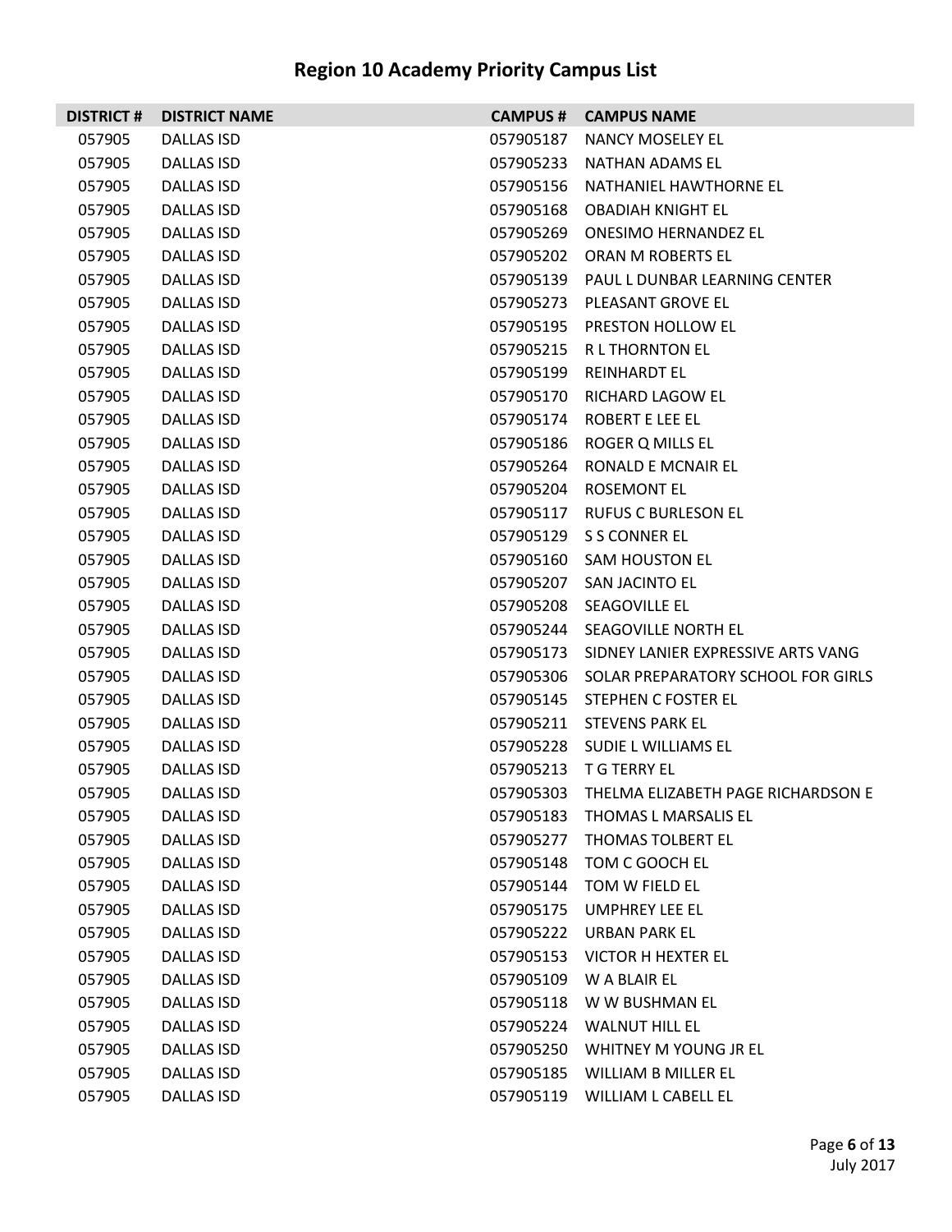# Region 10 Academy Priority Campus List

| DISTRICT # | DISTRICT NAME | CAMPUS # | CAMPUS NAME |
|---|---|---|---|
| 057905 | DALLAS ISD | 057905187 | NANCY MOSELEY EL |
| 057905 | DALLAS ISD | 057905233 | NATHAN ADAMS EL |
| 057905 | DALLAS ISD | 057905156 | NATHANIEL HAWTHORNE EL |
| 057905 | DALLAS ISD | 057905168 | OBADIAH KNIGHT EL |
| 057905 | DALLAS ISD | 057905269 | ONESIMO HERNANDEZ EL |
| 057905 | DALLAS ISD | 057905202 | ORAN M ROBERTS EL |
| 057905 | DALLAS ISD | 057905139 | PAUL L DUNBAR LEARNING CENTER |
| 057905 | DALLAS ISD | 057905273 | PLEASANT GROVE EL |
| 057905 | DALLAS ISD | 057905195 | PRESTON HOLLOW EL |
| 057905 | DALLAS ISD | 057905215 | R L THORNTON EL |
| 057905 | DALLAS ISD | 057905199 | REINHARDT EL |
| 057905 | DALLAS ISD | 057905170 | RICHARD LAGOW EL |
| 057905 | DALLAS ISD | 057905174 | ROBERT E LEE EL |
| 057905 | DALLAS ISD | 057905186 | ROGER Q MILLS EL |
| 057905 | DALLAS ISD | 057905264 | RONALD E MCNAIR EL |
| 057905 | DALLAS ISD | 057905204 | ROSEMONT EL |
| 057905 | DALLAS ISD | 057905117 | RUFUS C BURLESON EL |
| 057905 | DALLAS ISD | 057905129 | S S CONNER EL |
| 057905 | DALLAS ISD | 057905160 | SAM HOUSTON EL |
| 057905 | DALLAS ISD | 057905207 | SAN JACINTO EL |
| 057905 | DALLAS ISD | 057905208 | SEAGOVILLE EL |
| 057905 | DALLAS ISD | 057905244 | SEAGOVILLE NORTH EL |
| 057905 | DALLAS ISD | 057905173 | SIDNEY LANIER EXPRESSIVE ARTS VANG |
| 057905 | DALLAS ISD | 057905306 | SOLAR PREPARATORY SCHOOL FOR GIRLS |
| 057905 | DALLAS ISD | 057905145 | STEPHEN C FOSTER EL |
| 057905 | DALLAS ISD | 057905211 | STEVENS PARK EL |
| 057905 | DALLAS ISD | 057905228 | SUDIE L WILLIAMS EL |
| 057905 | DALLAS ISD | 057905213 | T G TERRY EL |
| 057905 | DALLAS ISD | 057905303 | THELMA ELIZABETH PAGE RICHARDSON E |
| 057905 | DALLAS ISD | 057905183 | THOMAS L MARSALIS EL |
| 057905 | DALLAS ISD | 057905277 | THOMAS TOLBERT EL |
| 057905 | DALLAS ISD | 057905148 | TOM C GOOCH EL |
| 057905 | DALLAS ISD | 057905144 | TOM W FIELD EL |
| 057905 | DALLAS ISD | 057905175 | UMPHREY LEE EL |
| 057905 | DALLAS ISD | 057905222 | URBAN PARK EL |
| 057905 | DALLAS ISD | 057905153 | VICTOR H HEXTER EL |
| 057905 | DALLAS ISD | 057905109 | W A BLAIR EL |
| 057905 | DALLAS ISD | 057905118 | W W BUSHMAN EL |
| 057905 | DALLAS ISD | 057905224 | WALNUT HILL EL |
| 057905 | DALLAS ISD | 057905250 | WHITNEY M YOUNG JR EL |
| 057905 | DALLAS ISD | 057905185 | WILLIAM B MILLER EL |
| 057905 | DALLAS ISD | 057905119 | WILLIAM L CABELL EL |

July 2017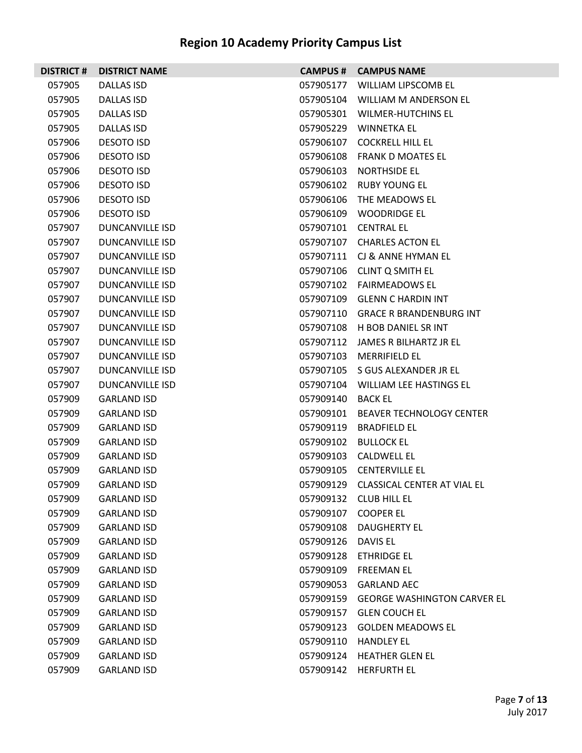# Region 10 Academy Priority Campus List

| DISTRICT # | DISTRICT NAME | CAMPUS # | CAMPUS NAME |
|---|---|---|---|
| 057905 | DALLAS ISD | 057905177 | WILLIAM LIPSCOMB EL |
| 057905 | DALLAS ISD | 057905104 | WILLIAM M ANDERSON EL |
| 057905 | DALLAS ISD | 057905301 | WILMER-HUTCHINS EL |
| 057905 | DALLAS ISD | 057905229 | WINNETKA EL |
| 057906 | DESOTO ISD | 057906107 | COCKRELL HILL EL |
| 057906 | DESOTO ISD | 057906108 | FRANK D MOATES EL |
| 057906 | DESOTO ISD | 057906103 | NORTHSIDE EL |
| 057906 | DESOTO ISD | 057906102 | RUBY YOUNG EL |
| 057906 | DESOTO ISD | 057906106 | THE MEADOWS EL |
| 057906 | DESOTO ISD | 057906109 | WOODRIDGE EL |
| 057907 | DUNCANVILLE ISD | 057907101 | CENTRAL EL |
| 057907 | DUNCANVILLE ISD | 057907107 | CHARLES ACTON EL |
| 057907 | DUNCANVILLE ISD | 057907111 | CJ & ANNE HYMAN EL |
| 057907 | DUNCANVILLE ISD | 057907106 | CLINT Q SMITH EL |
| 057907 | DUNCANVILLE ISD | 057907102 | FAIRMEADOWS EL |
| 057907 | DUNCANVILLE ISD | 057907109 | GLENN C HARDIN INT |
| 057907 | DUNCANVILLE ISD | 057907110 | GRACE R BRANDENBURG INT |
| 057907 | DUNCANVILLE ISD | 057907108 | H BOB DANIEL SR INT |
| 057907 | DUNCANVILLE ISD | 057907112 | JAMES R BILHARTZ JR EL |
| 057907 | DUNCANVILLE ISD | 057907103 | MERRIFIELD EL |
| 057907 | DUNCANVILLE ISD | 057907105 | S GUS ALEXANDER JR EL |
| 057907 | DUNCANVILLE ISD | 057907104 | WILLIAM LEE HASTINGS EL |
| 057909 | GARLAND ISD | 057909140 | BACK EL |
| 057909 | GARLAND ISD | 057909101 | BEAVER TECHNOLOGY CENTER |
| 057909 | GARLAND ISD | 057909119 | BRADFIELD EL |
| 057909 | GARLAND ISD | 057909102 | BULLOCK EL |
| 057909 | GARLAND ISD | 057909103 | CALDWELL EL |
| 057909 | GARLAND ISD | 057909105 | CENTERVILLE EL |
| 057909 | GARLAND ISD | 057909129 | CLASSICAL CENTER AT VIAL EL |
| 057909 | GARLAND ISD | 057909132 | CLUB HILL EL |
| 057909 | GARLAND ISD | 057909107 | COOPER EL |
| 057909 | GARLAND ISD | 057909108 | DAUGHERTY EL |
| 057909 | GARLAND ISD | 057909126 | DAVIS EL |
| 057909 | GARLAND ISD | 057909128 | ETHRIDGE EL |
| 057909 | GARLAND ISD | 057909109 | FREEMAN EL |
| 057909 | GARLAND ISD | 057909053 | GARLAND AEC |
| 057909 | GARLAND ISD | 057909159 | GEORGE WASHINGTON CARVER EL |
| 057909 | GARLAND ISD | 057909157 | GLEN COUCH EL |
| 057909 | GARLAND ISD | 057909123 | GOLDEN MEADOWS EL |
| 057909 | GARLAND ISD | 057909110 | HANDLEY EL |
| 057909 | GARLAND ISD | 057909124 | HEATHER GLEN EL |
| 057909 | GARLAND ISD | 057909142 | HERFURTH EL |

July 2017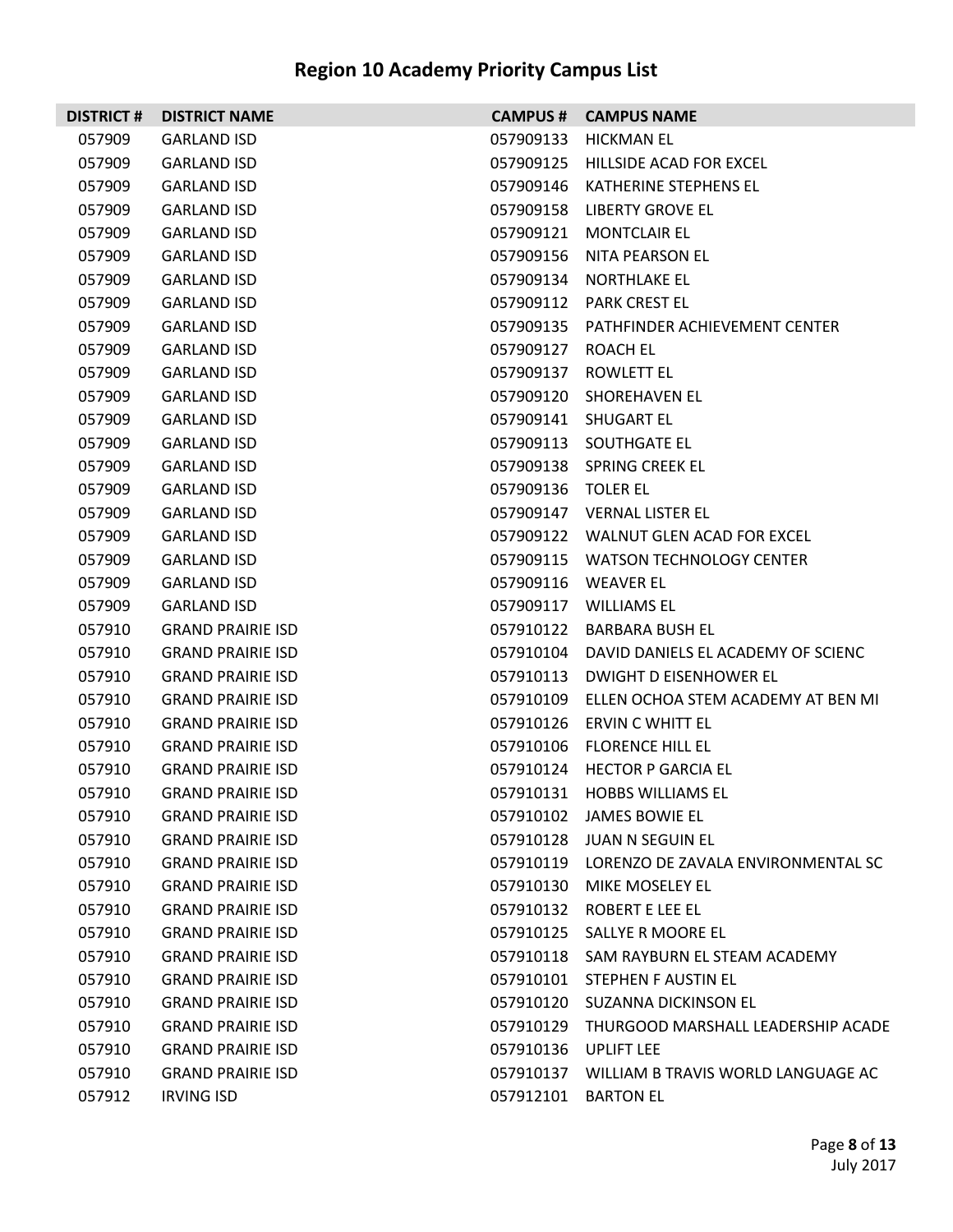# Region 10 Academy Priority Campus List

| DISTRICT # | DISTRICT NAME | CAMPUS # | CAMPUS NAME |
|---|---|---|---|
| 057909 | GARLAND ISD | 057909133 | HICKMAN EL |
| 057909 | GARLAND ISD | 057909125 | HILLSIDE ACAD FOR EXCEL |
| 057909 | GARLAND ISD | 057909146 | KATHERINE STEPHENS EL |
| 057909 | GARLAND ISD | 057909158 | LIBERTY GROVE EL |
| 057909 | GARLAND ISD | 057909121 | MONTCLAIR EL |
| 057909 | GARLAND ISD | 057909156 | NITA PEARSON EL |
| 057909 | GARLAND ISD | 057909134 | NORTHLAKE EL |
| 057909 | GARLAND ISD | 057909112 | PARK CREST EL |
| 057909 | GARLAND ISD | 057909135 | PATHFINDER ACHIEVEMENT CENTER |
| 057909 | GARLAND ISD | 057909127 | ROACH EL |
| 057909 | GARLAND ISD | 057909137 | ROWLETT EL |
| 057909 | GARLAND ISD | 057909120 | SHOREHAVEN EL |
| 057909 | GARLAND ISD | 057909141 | SHUGART EL |
| 057909 | GARLAND ISD | 057909113 | SOUTHGATE EL |
| 057909 | GARLAND ISD | 057909138 | SPRING CREEK EL |
| 057909 | GARLAND ISD | 057909136 | TOLER EL |
| 057909 | GARLAND ISD | 057909147 | VERNAL LISTER EL |
| 057909 | GARLAND ISD | 057909122 | WALNUT GLEN ACAD FOR EXCEL |
| 057909 | GARLAND ISD | 057909115 | WATSON TECHNOLOGY CENTER |
| 057909 | GARLAND ISD | 057909116 | WEAVER EL |
| 057909 | GARLAND ISD | 057909117 | WILLIAMS EL |
| 057910 | GRAND PRAIRIE ISD | 057910122 | BARBARA BUSH EL |
| 057910 | GRAND PRAIRIE ISD | 057910104 | DAVID DANIELS EL ACADEMY OF SCIENC |
| 057910 | GRAND PRAIRIE ISD | 057910113 | DWIGHT D EISENHOWER EL |
| 057910 | GRAND PRAIRIE ISD | 057910109 | ELLEN OCHOA STEM ACADEMY AT BEN MI |
| 057910 | GRAND PRAIRIE ISD | 057910126 | ERVIN C WHITT EL |
| 057910 | GRAND PRAIRIE ISD | 057910106 | FLORENCE HILL EL |
| 057910 | GRAND PRAIRIE ISD | 057910124 | HECTOR P GARCIA EL |
| 057910 | GRAND PRAIRIE ISD | 057910131 | HOBBS WILLIAMS EL |
| 057910 | GRAND PRAIRIE ISD | 057910102 | JAMES BOWIE EL |
| 057910 | GRAND PRAIRIE ISD | 057910128 | JUAN N SEGUIN EL |
| 057910 | GRAND PRAIRIE ISD | 057910119 | LORENZO DE ZAVALA ENVIRONMENTAL SC |
| 057910 | GRAND PRAIRIE ISD | 057910130 | MIKE MOSELEY EL |
| 057910 | GRAND PRAIRIE ISD | 057910132 | ROBERT E LEE EL |
| 057910 | GRAND PRAIRIE ISD | 057910125 | SALLYE R MOORE EL |
| 057910 | GRAND PRAIRIE ISD | 057910118 | SAM RAYBURN EL STEAM ACADEMY |
| 057910 | GRAND PRAIRIE ISD | 057910101 | STEPHEN F AUSTIN EL |
| 057910 | GRAND PRAIRIE ISD | 057910120 | SUZANNA DICKINSON EL |
| 057910 | GRAND PRAIRIE ISD | 057910129 | THURGOOD MARSHALL LEADERSHIP ACADE |
| 057910 | GRAND PRAIRIE ISD | 057910136 | UPLIFT LEE |
| 057910 | GRAND PRAIRIE ISD | 057910137 | WILLIAM B TRAVIS WORLD LANGUAGE AC |
| 057912 | IRVING ISD | 057912101 | BARTON EL |

July 2017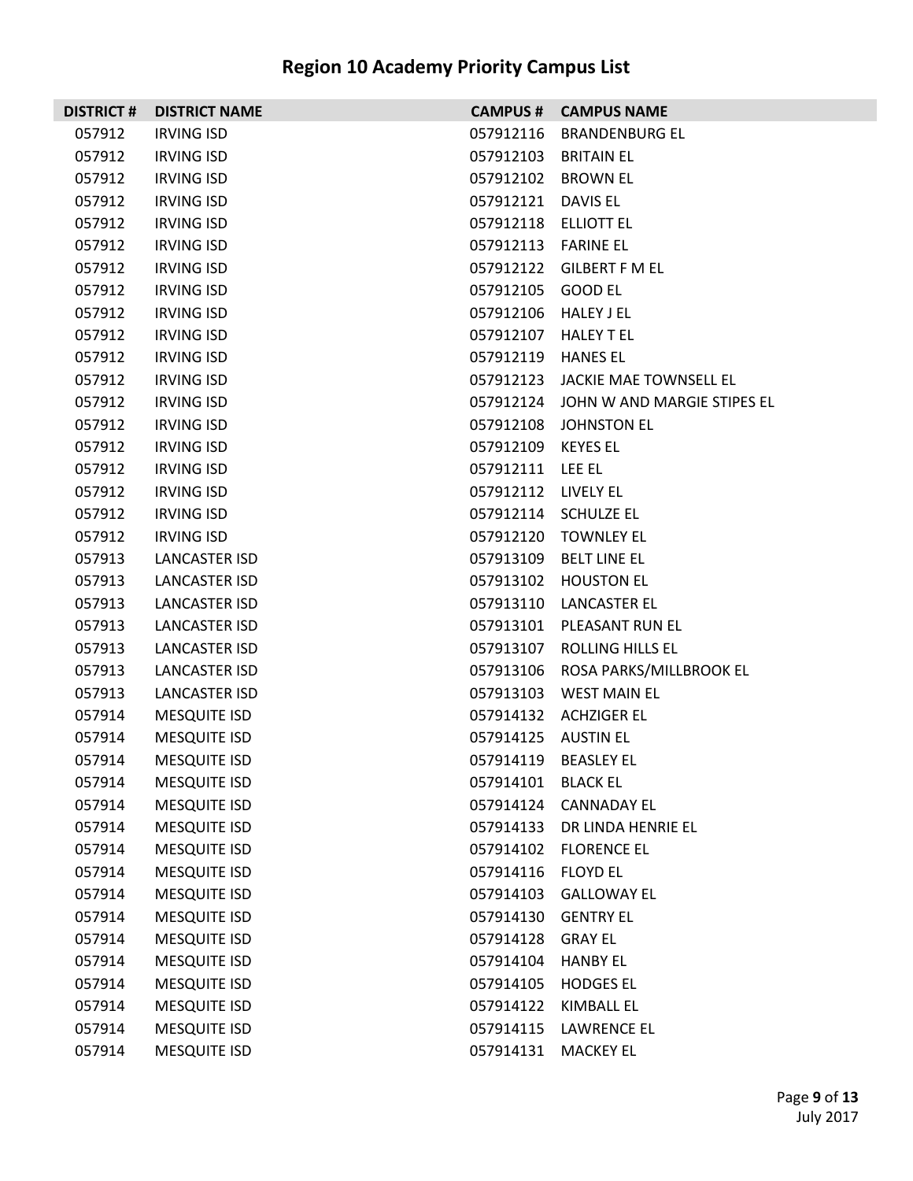# Region 10 Academy Priority Campus List

| DISTRICT # | DISTRICT NAME | CAMPUS # | CAMPUS NAME |
|---|---|---|---|
| 057912 | IRVING ISD | 057912116 | BRANDENBURG EL |
| 057912 | IRVING ISD | 057912103 | BRITAIN EL |
| 057912 | IRVING ISD | 057912102 | BROWN EL |
| 057912 | IRVING ISD | 057912121 | DAVIS EL |
| 057912 | IRVING ISD | 057912118 | ELLIOTT EL |
| 057912 | IRVING ISD | 057912113 | FARINE EL |
| 057912 | IRVING ISD | 057912122 | GILBERT F M EL |
| 057912 | IRVING ISD | 057912105 | GOOD EL |
| 057912 | IRVING ISD | 057912106 | HALEY J EL |
| 057912 | IRVING ISD | 057912107 | HALEY T EL |
| 057912 | IRVING ISD | 057912119 | HANES EL |
| 057912 | IRVING ISD | 057912123 | JACKIE MAE TOWNSELL EL |
| 057912 | IRVING ISD | 057912124 | JOHN W AND MARGIE STIPES EL |
| 057912 | IRVING ISD | 057912108 | JOHNSTON EL |
| 057912 | IRVING ISD | 057912109 | KEYES EL |
| 057912 | IRVING ISD | 057912111 | LEE EL |
| 057912 | IRVING ISD | 057912112 | LIVELY EL |
| 057912 | IRVING ISD | 057912114 | SCHULZE EL |
| 057912 | IRVING ISD | 057912120 | TOWNLEY EL |
| 057913 | LANCASTER ISD | 057913109 | BELT LINE EL |
| 057913 | LANCASTER ISD | 057913102 | HOUSTON EL |
| 057913 | LANCASTER ISD | 057913110 | LANCASTER EL |
| 057913 | LANCASTER ISD | 057913101 | PLEASANT RUN EL |
| 057913 | LANCASTER ISD | 057913107 | ROLLING HILLS EL |
| 057913 | LANCASTER ISD | 057913106 | ROSA PARKS/MILLBROOK EL |
| 057913 | LANCASTER ISD | 057913103 | WEST MAIN EL |
| 057914 | MESQUITE ISD | 057914132 | ACHZIGER EL |
| 057914 | MESQUITE ISD | 057914125 | AUSTIN EL |
| 057914 | MESQUITE ISD | 057914119 | BEASLEY EL |
| 057914 | MESQUITE ISD | 057914101 | BLACK EL |
| 057914 | MESQUITE ISD | 057914124 | CANNADAY EL |
| 057914 | MESQUITE ISD | 057914133 | DR LINDA HENRIE EL |
| 057914 | MESQUITE ISD | 057914102 | FLORENCE EL |
| 057914 | MESQUITE ISD | 057914116 | FLOYD EL |
| 057914 | MESQUITE ISD | 057914103 | GALLOWAY EL |
| 057914 | MESQUITE ISD | 057914130 | GENTRY EL |
| 057914 | MESQUITE ISD | 057914128 | GRAY EL |
| 057914 | MESQUITE ISD | 057914104 | HANBY EL |
| 057914 | MESQUITE ISD | 057914105 | HODGES EL |
| 057914 | MESQUITE ISD | 057914122 | KIMBALL EL |
| 057914 | MESQUITE ISD | 057914115 | LAWRENCE EL |
| 057914 | MESQUITE ISD | 057914131 | MACKEY EL |

July 2017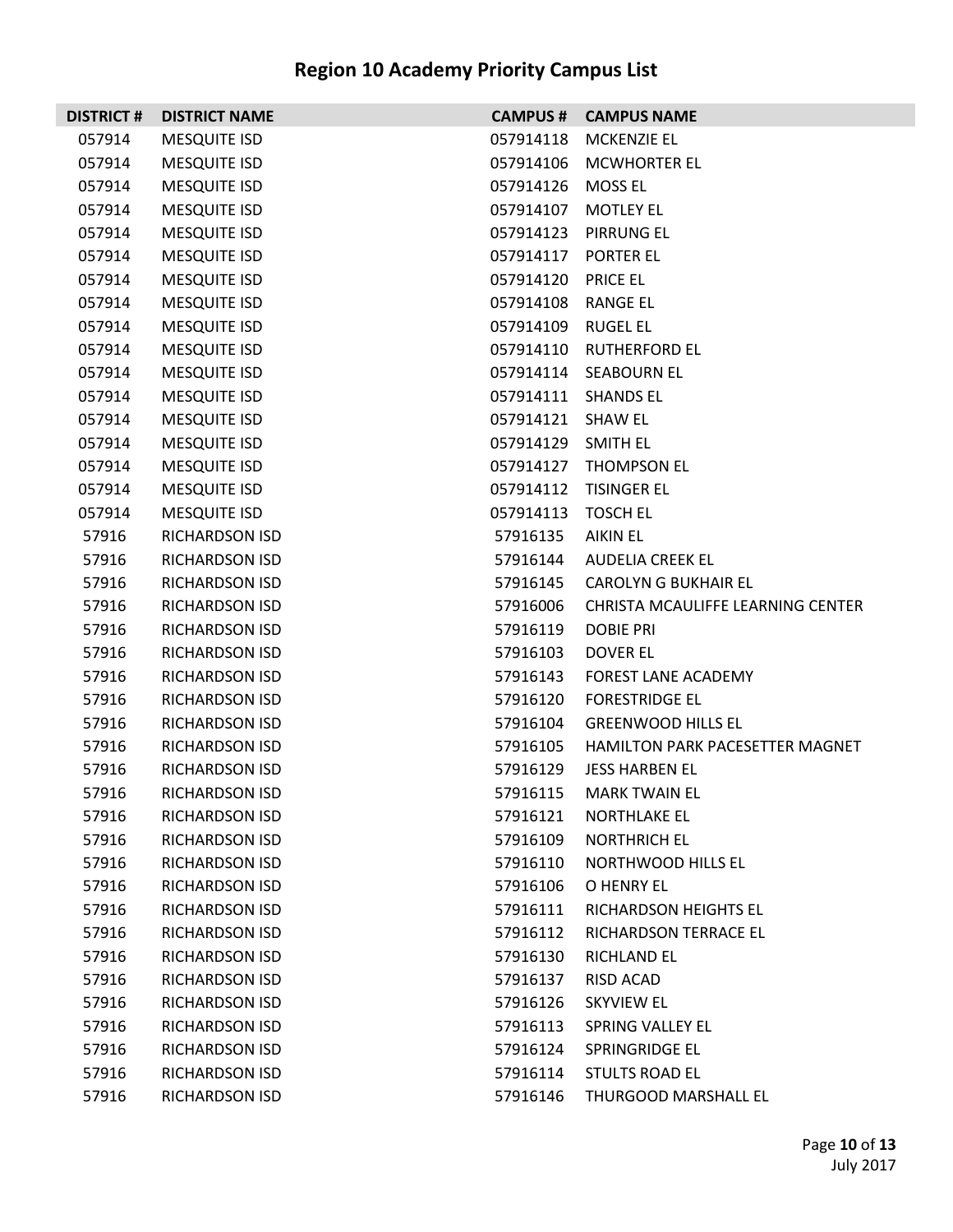# Region 10 Academy Priority Campus List

| DISTRICT # | DISTRICT NAME | CAMPUS # | CAMPUS NAME |
|---|---|---|---|
| 057914 | MESQUITE ISD | 057914118 | MCKENZIE EL |
| 057914 | MESQUITE ISD | 057914106 | MCWHORTER EL |
| 057914 | MESQUITE ISD | 057914126 | MOSS EL |
| 057914 | MESQUITE ISD | 057914107 | MOTLEY EL |
| 057914 | MESQUITE ISD | 057914123 | PIRRUNG EL |
| 057914 | MESQUITE ISD | 057914117 | PORTER EL |
| 057914 | MESQUITE ISD | 057914120 | PRICE EL |
| 057914 | MESQUITE ISD | 057914108 | RANGE EL |
| 057914 | MESQUITE ISD | 057914109 | RUGEL EL |
| 057914 | MESQUITE ISD | 057914110 | RUTHERFORD EL |
| 057914 | MESQUITE ISD | 057914114 | SEABOURN EL |
| 057914 | MESQUITE ISD | 057914111 | SHANDS EL |
| 057914 | MESQUITE ISD | 057914121 | SHAW EL |
| 057914 | MESQUITE ISD | 057914129 | SMITH EL |
| 057914 | MESQUITE ISD | 057914127 | THOMPSON EL |
| 057914 | MESQUITE ISD | 057914112 | TISINGER EL |
| 057914 | MESQUITE ISD | 057914113 | TOSCH EL |
| 57916 | RICHARDSON ISD | 57916135 | AIKIN EL |
| 57916 | RICHARDSON ISD | 57916144 | AUDELIA CREEK EL |
| 57916 | RICHARDSON ISD | 57916145 | CAROLYN G BUKHAIR EL |
| 57916 | RICHARDSON ISD | 57916006 | CHRISTA MCAULIFFE LEARNING CENTER |
| 57916 | RICHARDSON ISD | 57916119 | DOBIE PRI |
| 57916 | RICHARDSON ISD | 57916103 | DOVER EL |
| 57916 | RICHARDSON ISD | 57916143 | FOREST LANE ACADEMY |
| 57916 | RICHARDSON ISD | 57916120 | FORESTRIDGE EL |
| 57916 | RICHARDSON ISD | 57916104 | GREENWOOD HILLS EL |
| 57916 | RICHARDSON ISD | 57916105 | HAMILTON PARK PACESETTER MAGNET |
| 57916 | RICHARDSON ISD | 57916129 | JESS HARBEN EL |
| 57916 | RICHARDSON ISD | 57916115 | MARK TWAIN EL |
| 57916 | RICHARDSON ISD | 57916121 | NORTHLAKE EL |
| 57916 | RICHARDSON ISD | 57916109 | NORTHRICH EL |
| 57916 | RICHARDSON ISD | 57916110 | NORTHWOOD HILLS EL |
| 57916 | RICHARDSON ISD | 57916106 | O HENRY EL |
| 57916 | RICHARDSON ISD | 57916111 | RICHARDSON HEIGHTS EL |
| 57916 | RICHARDSON ISD | 57916112 | RICHARDSON TERRACE EL |
| 57916 | RICHARDSON ISD | 57916130 | RICHLAND EL |
| 57916 | RICHARDSON ISD | 57916137 | RISD ACAD |
| 57916 | RICHARDSON ISD | 57916126 | SKYVIEW EL |
| 57916 | RICHARDSON ISD | 57916113 | SPRING VALLEY EL |
| 57916 | RICHARDSON ISD | 57916124 | SPRINGRIDGE EL |
| 57916 | RICHARDSON ISD | 57916114 | STULTS ROAD EL |
| 57916 | RICHARDSON ISD | 57916146 | THURGOOD MARSHALL EL |

July 2017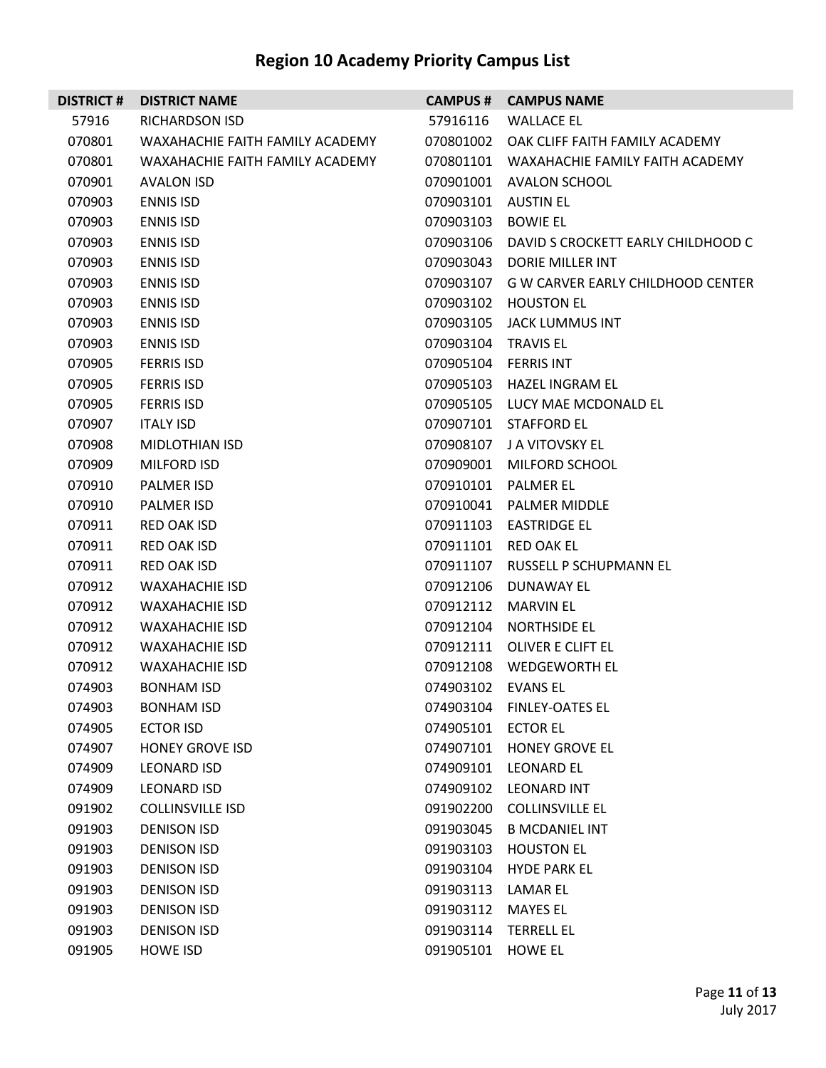# Region 10 Academy Priority Campus List

| DISTRICT # | DISTRICT NAME | CAMPUS # | CAMPUS NAME |
|---|---|---|---|
| 57916 | RICHARDSON ISD | 57916116 | WALLACE EL |
| 070801 | WAXAHACHIE FAITH FAMILY ACADEMY | 070801002 | OAK CLIFF FAITH FAMILY ACADEMY |
| 070801 | WAXAHACHIE FAITH FAMILY ACADEMY | 070801101 | WAXAHACHIE FAMILY FAITH ACADEMY |
| 070901 | AVALON ISD | 070901001 | AVALON SCHOOL |
| 070903 | ENNIS ISD | 070903101 | AUSTIN EL |
| 070903 | ENNIS ISD | 070903103 | BOWIE EL |
| 070903 | ENNIS ISD | 070903106 | DAVID S CROCKETT EARLY CHILDHOOD C |
| 070903 | ENNIS ISD | 070903043 | DORIE MILLER INT |
| 070903 | ENNIS ISD | 070903107 | G W CARVER EARLY CHILDHOOD CENTER |
| 070903 | ENNIS ISD | 070903102 | HOUSTON EL |
| 070903 | ENNIS ISD | 070903105 | JACK LUMMUS INT |
| 070903 | ENNIS ISD | 070903104 | TRAVIS EL |
| 070905 | FERRIS ISD | 070905104 | FERRIS INT |
| 070905 | FERRIS ISD | 070905103 | HAZEL INGRAM EL |
| 070905 | FERRIS ISD | 070905105 | LUCY MAE MCDONALD EL |
| 070907 | ITALY ISD | 070907101 | STAFFORD EL |
| 070908 | MIDLOTHIAN ISD | 070908107 | J A VITOVSKY EL |
| 070909 | MILFORD ISD | 070909001 | MILFORD SCHOOL |
| 070910 | PALMER ISD | 070910101 | PALMER EL |
| 070910 | PALMER ISD | 070910041 | PALMER MIDDLE |
| 070911 | RED OAK ISD | 070911103 | EASTRIDGE EL |
| 070911 | RED OAK ISD | 070911101 | RED OAK EL |
| 070911 | RED OAK ISD | 070911107 | RUSSELL P SCHUPMANN EL |
| 070912 | WAXAHACHIE ISD | 070912106 | DUNAWAY EL |
| 070912 | WAXAHACHIE ISD | 070912112 | MARVIN EL |
| 070912 | WAXAHACHIE ISD | 070912104 | NORTHSIDE EL |
| 070912 | WAXAHACHIE ISD | 070912111 | OLIVER E CLIFT EL |
| 070912 | WAXAHACHIE ISD | 070912108 | WEDGEWORTH EL |
| 074903 | BONHAM ISD | 074903102 | EVANS EL |
| 074903 | BONHAM ISD | 074903104 | FINLEY-OATES EL |
| 074905 | ECTOR ISD | 074905101 | ECTOR EL |
| 074907 | HONEY GROVE ISD | 074907101 | HONEY GROVE EL |
| 074909 | LEONARD ISD | 074909101 | LEONARD EL |
| 074909 | LEONARD ISD | 074909102 | LEONARD INT |
| 091902 | COLLINSVILLE ISD | 091902200 | COLLINSVILLE EL |
| 091903 | DENISON ISD | 091903045 | B MCDANIEL INT |
| 091903 | DENISON ISD | 091903103 | HOUSTON EL |
| 091903 | DENISON ISD | 091903104 | HYDE PARK EL |
| 091903 | DENISON ISD | 091903113 | LAMAR EL |
| 091903 | DENISON ISD | 091903112 | MAYES EL |
| 091903 | DENISON ISD | 091903114 | TERRELL EL |
| 091905 | HOWE ISD | 091905101 | HOWE EL |

July 2017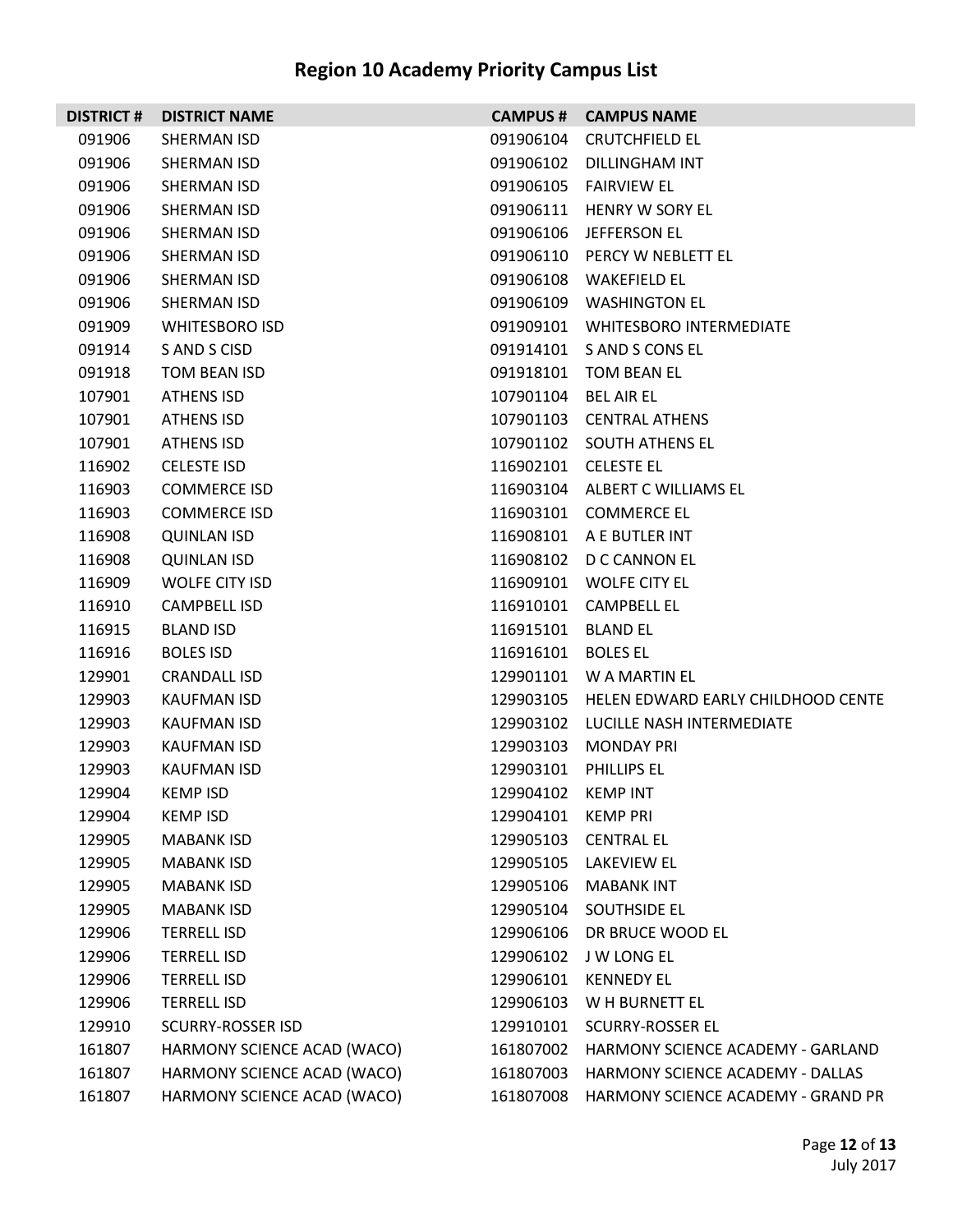# Region 10 Academy Priority Campus List

| DISTRICT # | DISTRICT NAME | CAMPUS # | CAMPUS NAME |
|---|---|---|---|
| 091906 | SHERMAN ISD | 091906104 | CRUTCHFIELD EL |
| 091906 | SHERMAN ISD | 091906102 | DILLINGHAM INT |
| 091906 | SHERMAN ISD | 091906105 | FAIRVIEW EL |
| 091906 | SHERMAN ISD | 091906111 | HENRY W SORY EL |
| 091906 | SHERMAN ISD | 091906106 | JEFFERSON EL |
| 091906 | SHERMAN ISD | 091906110 | PERCY W NEBLETT EL |
| 091906 | SHERMAN ISD | 091906108 | WAKEFIELD EL |
| 091906 | SHERMAN ISD | 091906109 | WASHINGTON EL |
| 091909 | WHITESBORO ISD | 091909101 | WHITESBORO INTERMEDIATE |
| 091914 | S AND S CISD | 091914101 | S AND S CONS EL |
| 091918 | TOM BEAN ISD | 091918101 | TOM BEAN EL |
| 107901 | ATHENS ISD | 107901104 | BEL AIR EL |
| 107901 | ATHENS ISD | 107901103 | CENTRAL ATHENS |
| 107901 | ATHENS ISD | 107901102 | SOUTH ATHENS EL |
| 116902 | CELESTE ISD | 116902101 | CELESTE EL |
| 116903 | COMMERCE ISD | 116903104 | ALBERT C WILLIAMS EL |
| 116903 | COMMERCE ISD | 116903101 | COMMERCE EL |
| 116908 | QUINLAN ISD | 116908101 | A E BUTLER INT |
| 116908 | QUINLAN ISD | 116908102 | D C CANNON EL |
| 116909 | WOLFE CITY ISD | 116909101 | WOLFE CITY EL |
| 116910 | CAMPBELL ISD | 116910101 | CAMPBELL EL |
| 116915 | BLAND ISD | 116915101 | BLAND EL |
| 116916 | BOLES ISD | 116916101 | BOLES EL |
| 129901 | CRANDALL ISD | 129901101 | W A MARTIN EL |
| 129903 | KAUFMAN ISD | 129903105 | HELEN EDWARD EARLY CHILDHOOD CENTE |
| 129903 | KAUFMAN ISD | 129903102 | LUCILLE NASH INTERMEDIATE |
| 129903 | KAUFMAN ISD | 129903103 | MONDAY PRI |
| 129903 | KAUFMAN ISD | 129903101 | PHILLIPS EL |
| 129904 | KEMP ISD | 129904102 | KEMP INT |
| 129904 | KEMP ISD | 129904101 | KEMP PRI |
| 129905 | MABANK ISD | 129905103 | CENTRAL EL |
| 129905 | MABANK ISD | 129905105 | LAKEVIEW EL |
| 129905 | MABANK ISD | 129905106 | MABANK INT |
| 129905 | MABANK ISD | 129905104 | SOUTHSIDE EL |
| 129906 | TERRELL ISD | 129906106 | DR BRUCE WOOD EL |
| 129906 | TERRELL ISD | 129906102 | J W LONG EL |
| 129906 | TERRELL ISD | 129906101 | KENNEDY EL |
| 129906 | TERRELL ISD | 129906103 | W H BURNETT EL |
| 129910 | SCURRY-ROSSER ISD | 129910101 | SCURRY-ROSSER EL |
| 161807 | HARMONY SCIENCE ACAD (WACO) | 161807002 | HARMONY SCIENCE ACADEMY - GARLAND |
| 161807 | HARMONY SCIENCE ACAD (WACO) | 161807003 | HARMONY SCIENCE ACADEMY - DALLAS |
| 161807 | HARMONY SCIENCE ACAD (WACO) | 161807008 | HARMONY SCIENCE ACADEMY - GRAND PR |

July 2017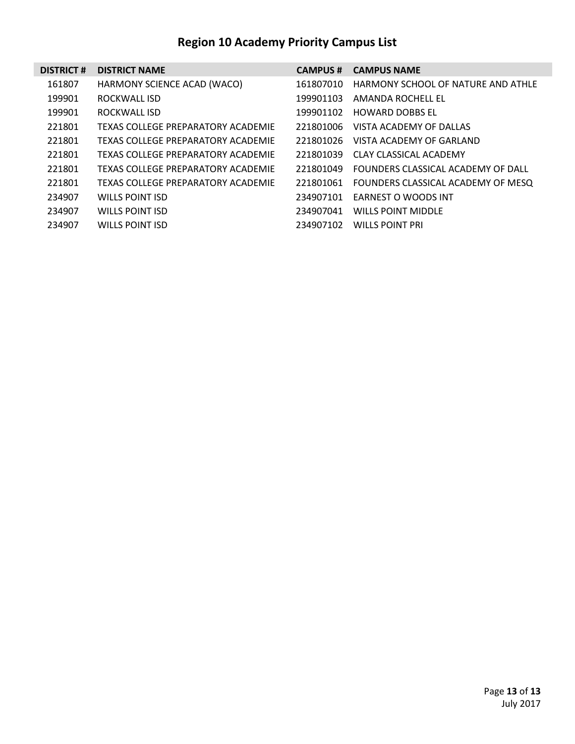# Region 10 Academy Priority Campus List

| DISTRICT # | DISTRICT NAME | CAMPUS # | CAMPUS NAME |
|---|---|---|---|
| 161807 | HARMONY SCIENCE ACAD (WACO) | 161807010 | HARMONY SCHOOL OF NATURE AND ATHLE |
| 199901 | ROCKWALL ISD | 199901103 | AMANDA ROCHELL EL |
| 199901 | ROCKWALL ISD | 199901102 | HOWARD DOBBS EL |
| 221801 | TEXAS COLLEGE PREPARATORY ACADEMIE | 221801006 | VISTA ACADEMY OF DALLAS |
| 221801 | TEXAS COLLEGE PREPARATORY ACADEMIE | 221801026 | VISTA ACADEMY OF GARLAND |
| 221801 | TEXAS COLLEGE PREPARATORY ACADEMIE | 221801039 | CLAY CLASSICAL ACADEMY |
| 221801 | TEXAS COLLEGE PREPARATORY ACADEMIE | 221801049 | FOUNDERS CLASSICAL ACADEMY OF DALL |
| 221801 | TEXAS COLLEGE PREPARATORY ACADEMIE | 221801061 | FOUNDERS CLASSICAL ACADEMY OF MESQ |
| 234907 | WILLS POINT ISD | 234907101 | EARNEST O WOODS INT |
| 234907 | WILLS POINT ISD | 234907041 | WILLS POINT MIDDLE |
| 234907 | WILLS POINT ISD | 234907102 | WILLS POINT PRI |

July 2017